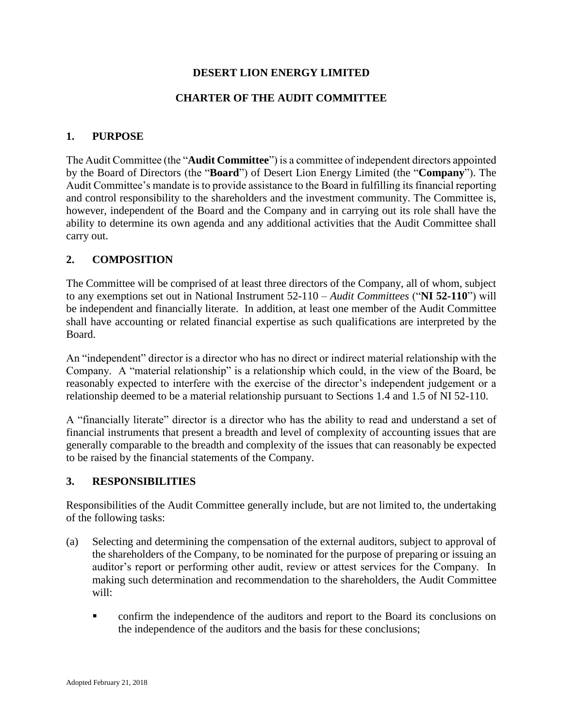# DESERT LION ENERGY LIMITED

## CHARTER OF THE AUDIT COMMITTEE

### 1. PURPOSE

The Audit Committee (the "**Audit Committee**") is a committee of independent directors appointed by the Board of Directors (the "**Board**") of Desert Lion Energy Limited (the "**Company**"). The Audit Committee's mandate is to provide assistance to the Board in fulfilling its financial reporting and control responsibility to the shareholders and the investment community. The Committee is, however, independent of the Board and the Company and in carrying out its role shall have the ability to determine its own agenda and any additional activities that the Audit Committee shall carry out.

### 2. COMPOSITION

The Committee will be comprised of at least three directors of the Company, all of whom, subject to any exemptions set out in National Instrument 52-110 – *Audit Committees* ("**NI 52-110**") will be independent and financially literate. In addition, at least one member of the Audit Committee shall have accounting or related financial expertise as such qualifications are interpreted by the Board.

An "independent" director is a director who has no direct or indirect material relationship with the Company. A "material relationship" is a relationship which could, in the view of the Board, be reasonably expected to interfere with the exercise of the director's independent judgement or a relationship deemed to be a material relationship pursuant to Sections 1.4 and 1.5 of NI 52-110.

A "financially literate" director is a director who has the ability to read and understand a set of financial instruments that present a breadth and level of complexity of accounting issues that are generally comparable to the breadth and complexity of the issues that can reasonably be expected to be raised by the financial statements of the Company.

### 3. RESPONSIBILITIES

Responsibilities of the Audit Committee generally include, but are not limited to, the undertaking of the following tasks:

(a) Selecting and determining the compensation of the external auditors, subject to approval of the shareholders of the Company, to be nominated for the purpose of preparing or issuing an auditor's report or performing other audit, review or attest services for the Company. In making such determination and recommendation to the shareholders, the Audit Committee will:

- confirm the independence of the auditors and report to the Board its conclusions on the independence of the auditors and the basis for these conclusions;

Adopted February 21, 2018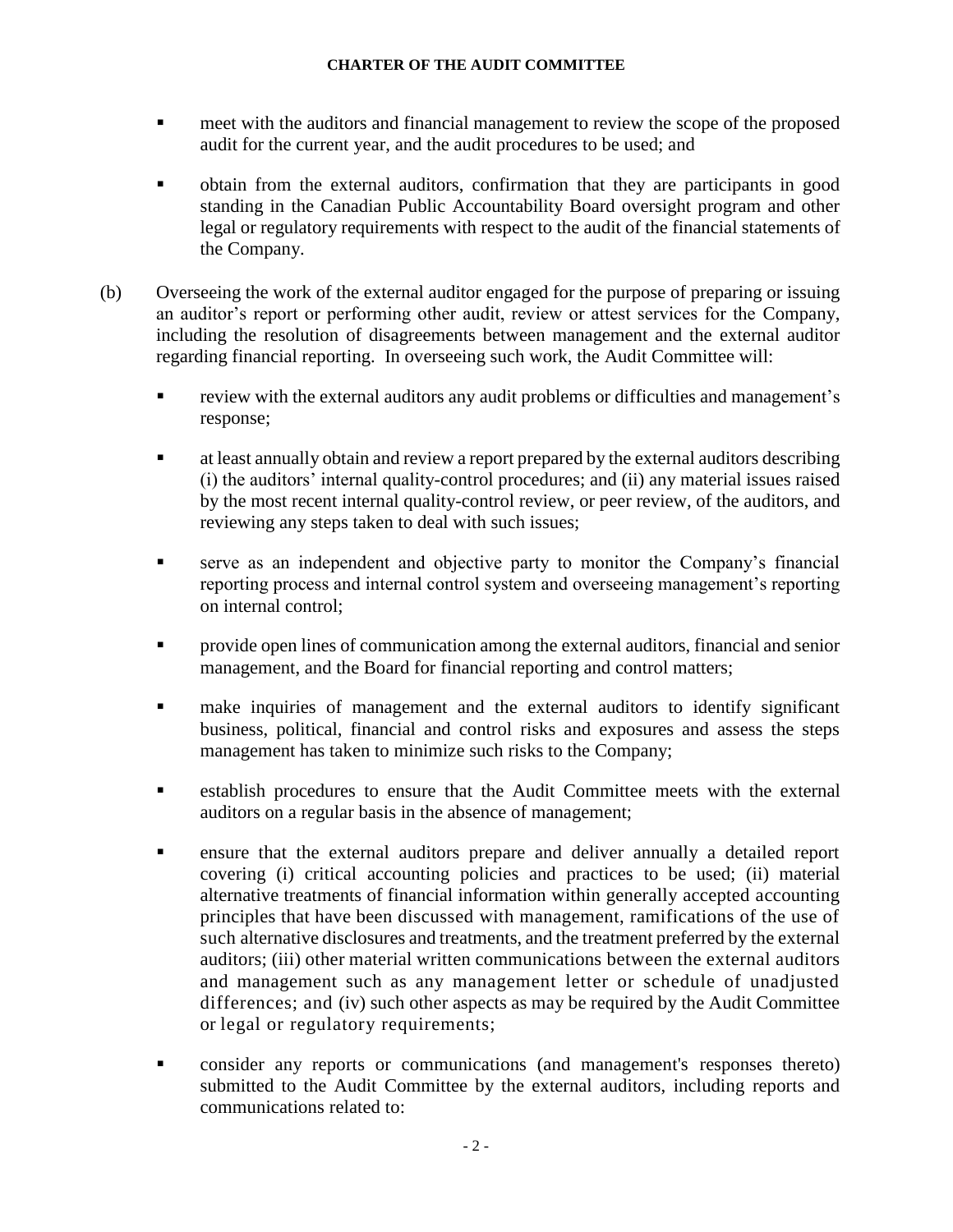- meet with the auditors and financial management to review the scope of the proposed audit for the current year, and the audit procedures to be used; and

- obtain from the external auditors, confirmation that they are participants in good standing in the Canadian Public Accountability Board oversight program and other legal or regulatory requirements with respect to the audit of the financial statements of the Company.

(b) Overseeing the work of the external auditor engaged for the purpose of preparing or issuing an auditor's report or performing other audit, review or attest services for the Company, including the resolution of disagreements between management and the external auditor regarding financial reporting. In overseeing such work, the Audit Committee will:

- review with the external auditors any audit problems or difficulties and management's response;

- at least annually obtain and review a report prepared by the external auditors describing (i) the auditors' internal quality-control procedures; and (ii) any material issues raised by the most recent internal quality-control review, or peer review, of the auditors, and reviewing any steps taken to deal with such issues;

- serve as an independent and objective party to monitor the Company's financial reporting process and internal control system and overseeing management's reporting on internal control;

- provide open lines of communication among the external auditors, financial and senior management, and the Board for financial reporting and control matters;

- make inquiries of management and the external auditors to identify significant business, political, financial and control risks and exposures and assess the steps management has taken to minimize such risks to the Company;

- establish procedures to ensure that the Audit Committee meets with the external auditors on a regular basis in the absence of management;

- ensure that the external auditors prepare and deliver annually a detailed report covering (i) critical accounting policies and practices to be used; (ii) material alternative treatments of financial information within generally accepted accounting principles that have been discussed with management, ramifications of the use of such alternative disclosures and treatments, and the treatment preferred by the external auditors; (iii) other material written communications between the external auditors and management such as any management letter or schedule of unadjusted differences; and (iv) such other aspects as may be required by the Audit Committee or legal or regulatory requirements;

- consider any reports or communications (and management's responses thereto) submitted to the Audit Committee by the external auditors, including reports and communications related to: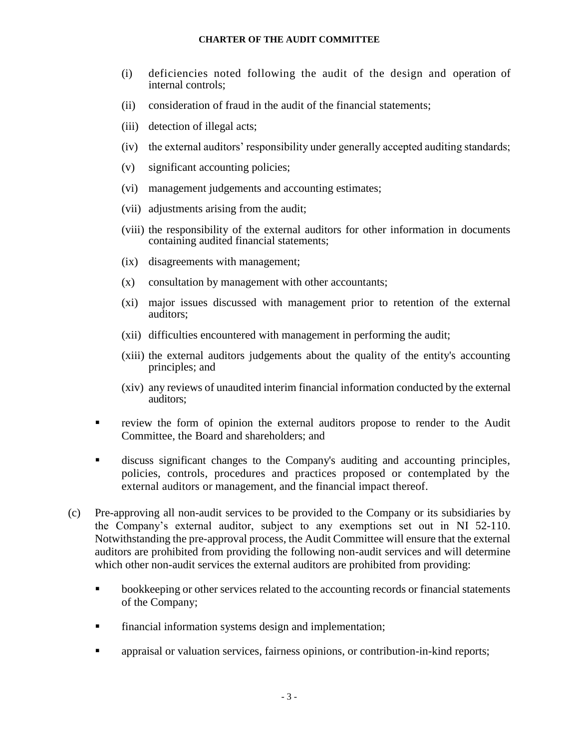(i) deficiencies noted following the audit of the design and operation of internal controls;

(ii) consideration of fraud in the audit of the financial statements;

(iii) detection of illegal acts;

(iv) the external auditors' responsibility under generally accepted auditing standards;

(v) significant accounting policies;

(vi) management judgements and accounting estimates;

(vii) adjustments arising from the audit;

(viii) the responsibility of the external auditors for other information in documents containing audited financial statements;

(ix) disagreements with management;

(x) consultation by management with other accountants;

(xi) major issues discussed with management prior to retention of the external auditors;

(xii) difficulties encountered with management in performing the audit;

(xiii) the external auditors judgements about the quality of the entity's accounting principles; and

(xiv) any reviews of unaudited interim financial information conducted by the external auditors;

- review the form of opinion the external auditors propose to render to the Audit Committee, the Board and shareholders; and
- discuss significant changes to the Company's auditing and accounting principles, policies, controls, procedures and practices proposed or contemplated by the external auditors or management, and the financial impact thereof.

(c) Pre-approving all non-audit services to be provided to the Company or its subsidiaries by the Company's external auditor, subject to any exemptions set out in NI 52-110. Notwithstanding the pre-approval process, the Audit Committee will ensure that the external auditors are prohibited from providing the following non-audit services and will determine which other non-audit services the external auditors are prohibited from providing:

- bookkeeping or other services related to the accounting records or financial statements of the Company;
- financial information systems design and implementation;
- appraisal or valuation services, fairness opinions, or contribution-in-kind reports;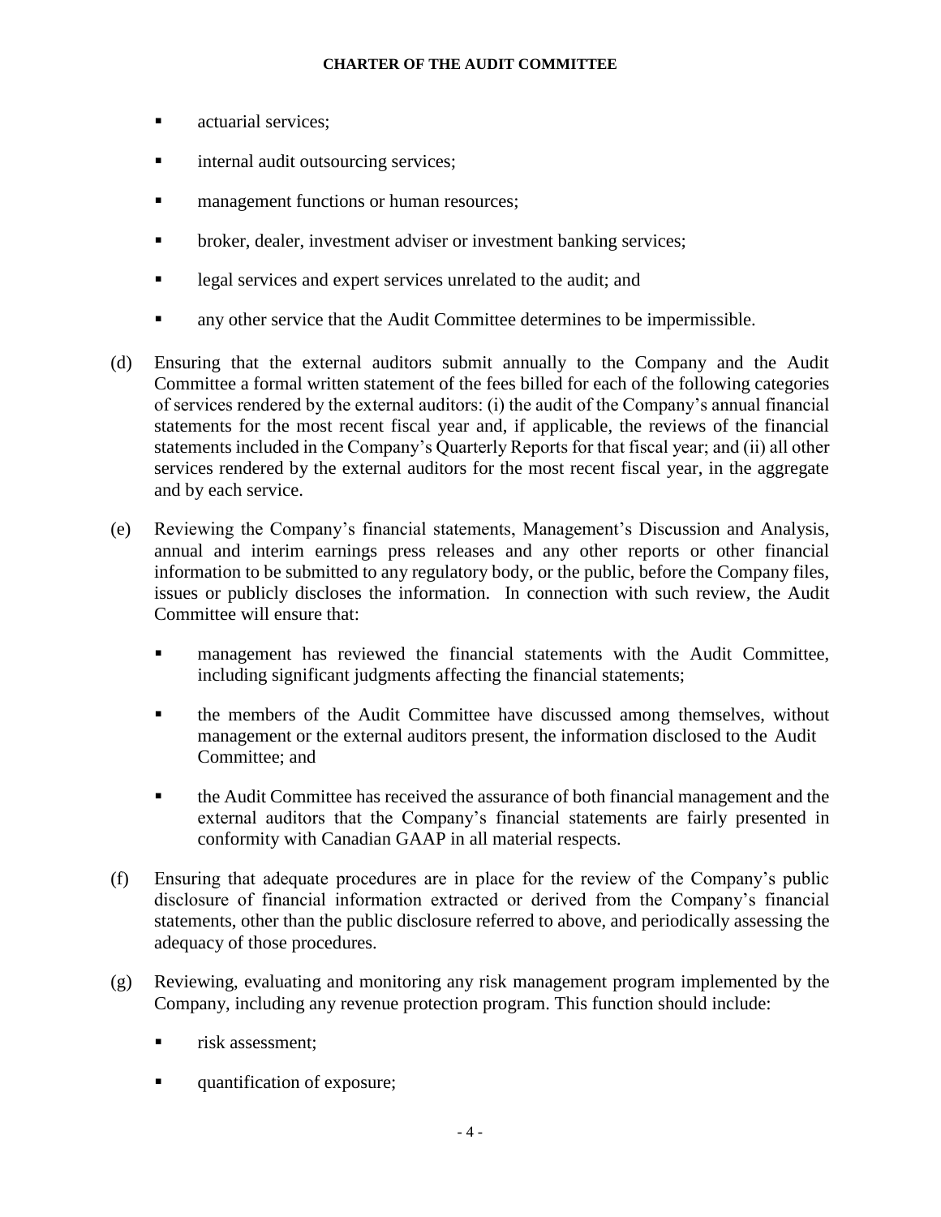- actuarial services;
- internal audit outsourcing services;
- management functions or human resources;
- broker, dealer, investment adviser or investment banking services;
- legal services and expert services unrelated to the audit; and
- any other service that the Audit Committee determines to be impermissible.

(d) Ensuring that the external auditors submit annually to the Company and the Audit Committee a formal written statement of the fees billed for each of the following categories of services rendered by the external auditors: (i) the audit of the Company's annual financial statements for the most recent fiscal year and, if applicable, the reviews of the financial statements included in the Company's Quarterly Reports for that fiscal year; and (ii) all other services rendered by the external auditors for the most recent fiscal year, in the aggregate and by each service.

(e) Reviewing the Company's financial statements, Management's Discussion and Analysis, annual and interim earnings press releases and any other reports or other financial information to be submitted to any regulatory body, or the public, before the Company files, issues or publicly discloses the information. In connection with such review, the Audit Committee will ensure that:

- management has reviewed the financial statements with the Audit Committee, including significant judgments affecting the financial statements;
- the members of the Audit Committee have discussed among themselves, without management or the external auditors present, the information disclosed to the Audit Committee; and
- the Audit Committee has received the assurance of both financial management and the external auditors that the Company's financial statements are fairly presented in conformity with Canadian GAAP in all material respects.

(f) Ensuring that adequate procedures are in place for the review of the Company's public disclosure of financial information extracted or derived from the Company's financial statements, other than the public disclosure referred to above, and periodically assessing the adequacy of those procedures.

(g) Reviewing, evaluating and monitoring any risk management program implemented by the Company, including any revenue protection program. This function should include:

- risk assessment;
- quantification of exposure;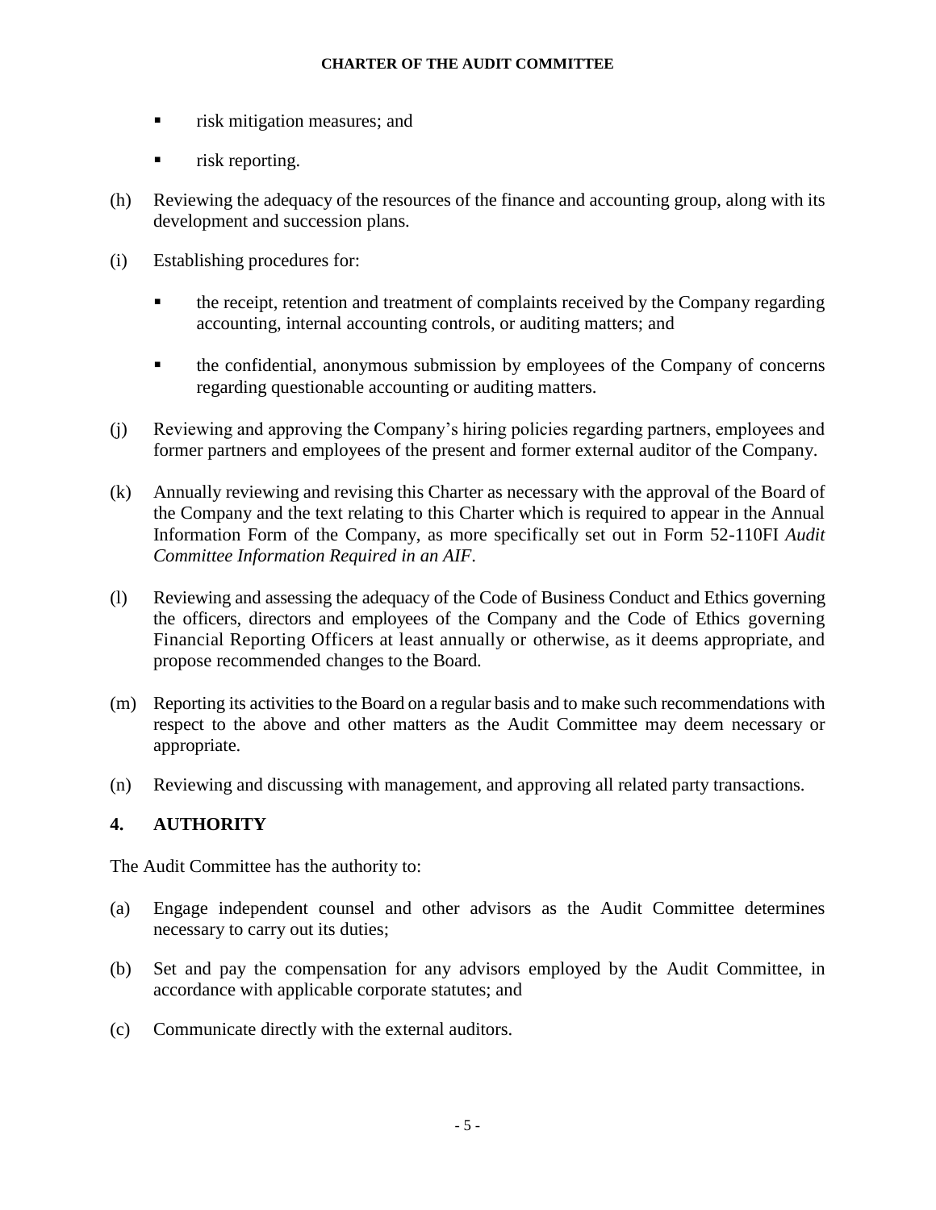- risk mitigation measures; and
- risk reporting.

(h) Reviewing the adequacy of the resources of the finance and accounting group, along with its development and succession plans.

(i) Establishing procedures for:

- the receipt, retention and treatment of complaints received by the Company regarding accounting, internal accounting controls, or auditing matters; and
- the confidential, anonymous submission by employees of the Company of concerns regarding questionable accounting or auditing matters.

(j) Reviewing and approving the Company's hiring policies regarding partners, employees and former partners and employees of the present and former external auditor of the Company.

(k) Annually reviewing and revising this Charter as necessary with the approval of the Board of the Company and the text relating to this Charter which is required to appear in the Annual Information Form of the Company, as more specifically set out in Form 52-110FI *Audit Committee Information Required in an AIF*.

(l) Reviewing and assessing the adequacy of the Code of Business Conduct and Ethics governing the officers, directors and employees of the Company and the Code of Ethics governing Financial Reporting Officers at least annually or otherwise, as it deems appropriate, and propose recommended changes to the Board.

(m) Reporting its activities to the Board on a regular basis and to make such recommendations with respect to the above and other matters as the Audit Committee may deem necessary or appropriate.

(n) Reviewing and discussing with management, and approving all related party transactions.

## 4. AUTHORITY

The Audit Committee has the authority to:

(a) Engage independent counsel and other advisors as the Audit Committee determines necessary to carry out its duties;

(b) Set and pay the compensation for any advisors employed by the Audit Committee, in accordance with applicable corporate statutes; and

(c) Communicate directly with the external auditors.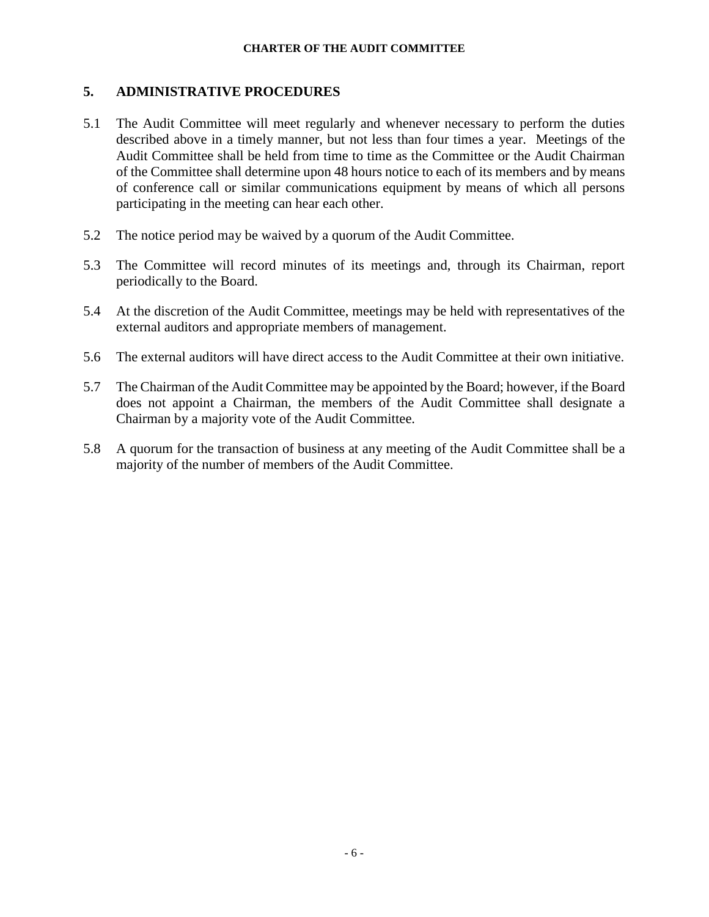## 5. ADMINISTRATIVE PROCEDURES

5.1 The Audit Committee will meet regularly and whenever necessary to perform the duties described above in a timely manner, but not less than four times a year. Meetings of the Audit Committee shall be held from time to time as the Committee or the Audit Chairman of the Committee shall determine upon 48 hours notice to each of its members and by means of conference call or similar communications equipment by means of which all persons participating in the meeting can hear each other.

5.2 The notice period may be waived by a quorum of the Audit Committee.

5.3 The Committee will record minutes of its meetings and, through its Chairman, report periodically to the Board.

5.4 At the discretion of the Audit Committee, meetings may be held with representatives of the external auditors and appropriate members of management.

5.6 The external auditors will have direct access to the Audit Committee at their own initiative.

5.7 The Chairman of the Audit Committee may be appointed by the Board; however, if the Board does not appoint a Chairman, the members of the Audit Committee shall designate a Chairman by a majority vote of the Audit Committee.

5.8 A quorum for the transaction of business at any meeting of the Audit Committee shall be a majority of the number of members of the Audit Committee.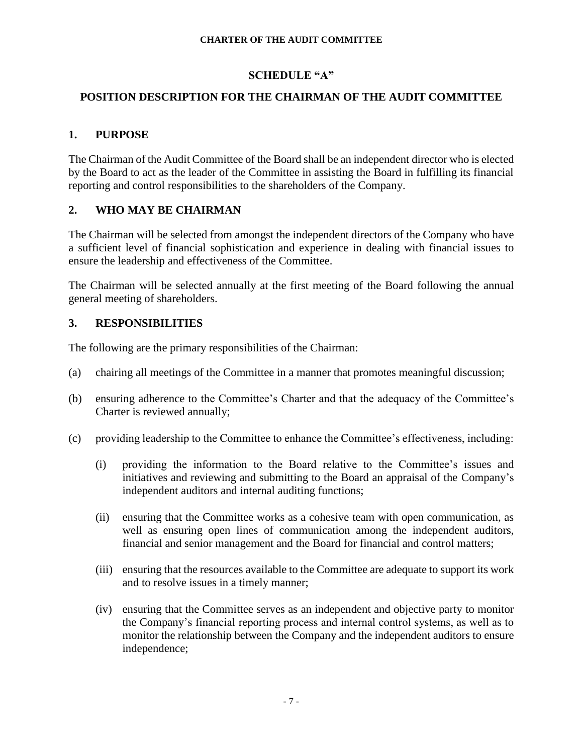## SCHEDULE "A"

## POSITION DESCRIPTION FOR THE CHAIRMAN OF THE AUDIT COMMITTEE

### 1. PURPOSE

The Chairman of the Audit Committee of the Board shall be an independent director who is elected by the Board to act as the leader of the Committee in assisting the Board in fulfilling its financial reporting and control responsibilities to the shareholders of the Company.

### 2. WHO MAY BE CHAIRMAN

The Chairman will be selected from amongst the independent directors of the Company who have a sufficient level of financial sophistication and experience in dealing with financial issues to ensure the leadership and effectiveness of the Committee.

The Chairman will be selected annually at the first meeting of the Board following the annual general meeting of shareholders.

### 3. RESPONSIBILITIES

The following are the primary responsibilities of the Chairman:

(a) chairing all meetings of the Committee in a manner that promotes meaningful discussion;

(b) ensuring adherence to the Committee's Charter and that the adequacy of the Committee's Charter is reviewed annually;

(c) providing leadership to the Committee to enhance the Committee's effectiveness, including:

   (i) providing the information to the Board relative to the Committee's issues and initiatives and reviewing and submitting to the Board an appraisal of the Company's independent auditors and internal auditing functions;

   (ii) ensuring that the Committee works as a cohesive team with open communication, as well as ensuring open lines of communication among the independent auditors, financial and senior management and the Board for financial and control matters;

   (iii) ensuring that the resources available to the Committee are adequate to support its work and to resolve issues in a timely manner;

   (iv) ensuring that the Committee serves as an independent and objective party to monitor the Company's financial reporting process and internal control systems, as well as to monitor the relationship between the Company and the independent auditors to ensure independence;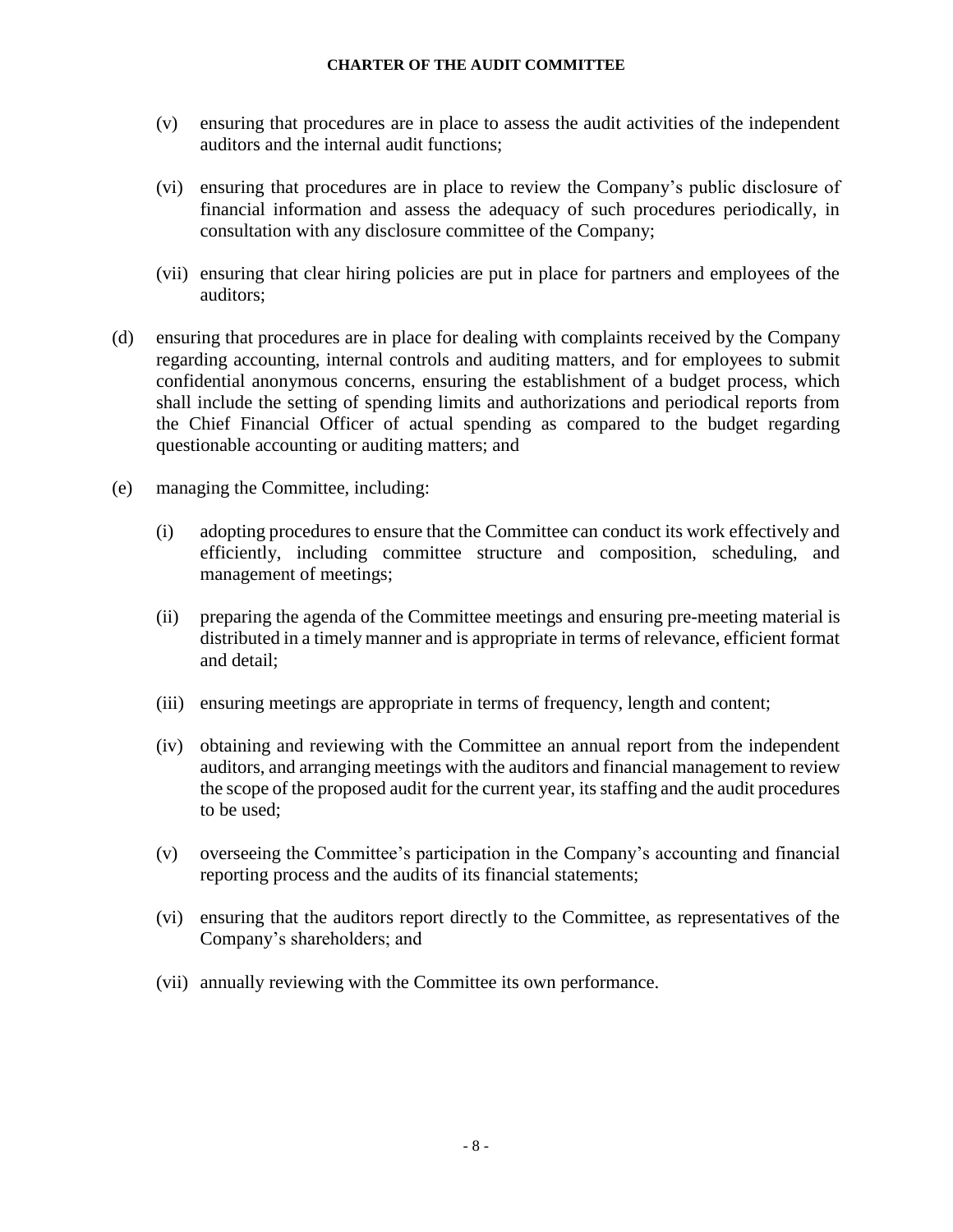(v) ensuring that procedures are in place to assess the audit activities of the independent auditors and the internal audit functions;

(vi) ensuring that procedures are in place to review the Company's public disclosure of financial information and assess the adequacy of such procedures periodically, in consultation with any disclosure committee of the Company;

(vii) ensuring that clear hiring policies are put in place for partners and employees of the auditors;

(d) ensuring that procedures are in place for dealing with complaints received by the Company regarding accounting, internal controls and auditing matters, and for employees to submit confidential anonymous concerns, ensuring the establishment of a budget process, which shall include the setting of spending limits and authorizations and periodical reports from the Chief Financial Officer of actual spending as compared to the budget regarding questionable accounting or auditing matters; and

(e) managing the Committee, including:

(i) adopting procedures to ensure that the Committee can conduct its work effectively and efficiently, including committee structure and composition, scheduling, and management of meetings;

(ii) preparing the agenda of the Committee meetings and ensuring pre-meeting material is distributed in a timely manner and is appropriate in terms of relevance, efficient format and detail;

(iii) ensuring meetings are appropriate in terms of frequency, length and content;

(iv) obtaining and reviewing with the Committee an annual report from the independent auditors, and arranging meetings with the auditors and financial management to review the scope of the proposed audit for the current year, its staffing and the audit procedures to be used;

(v) overseeing the Committee's participation in the Company's accounting and financial reporting process and the audits of its financial statements;

(vi) ensuring that the auditors report directly to the Committee, as representatives of the Company's shareholders; and

(vii) annually reviewing with the Committee its own performance.